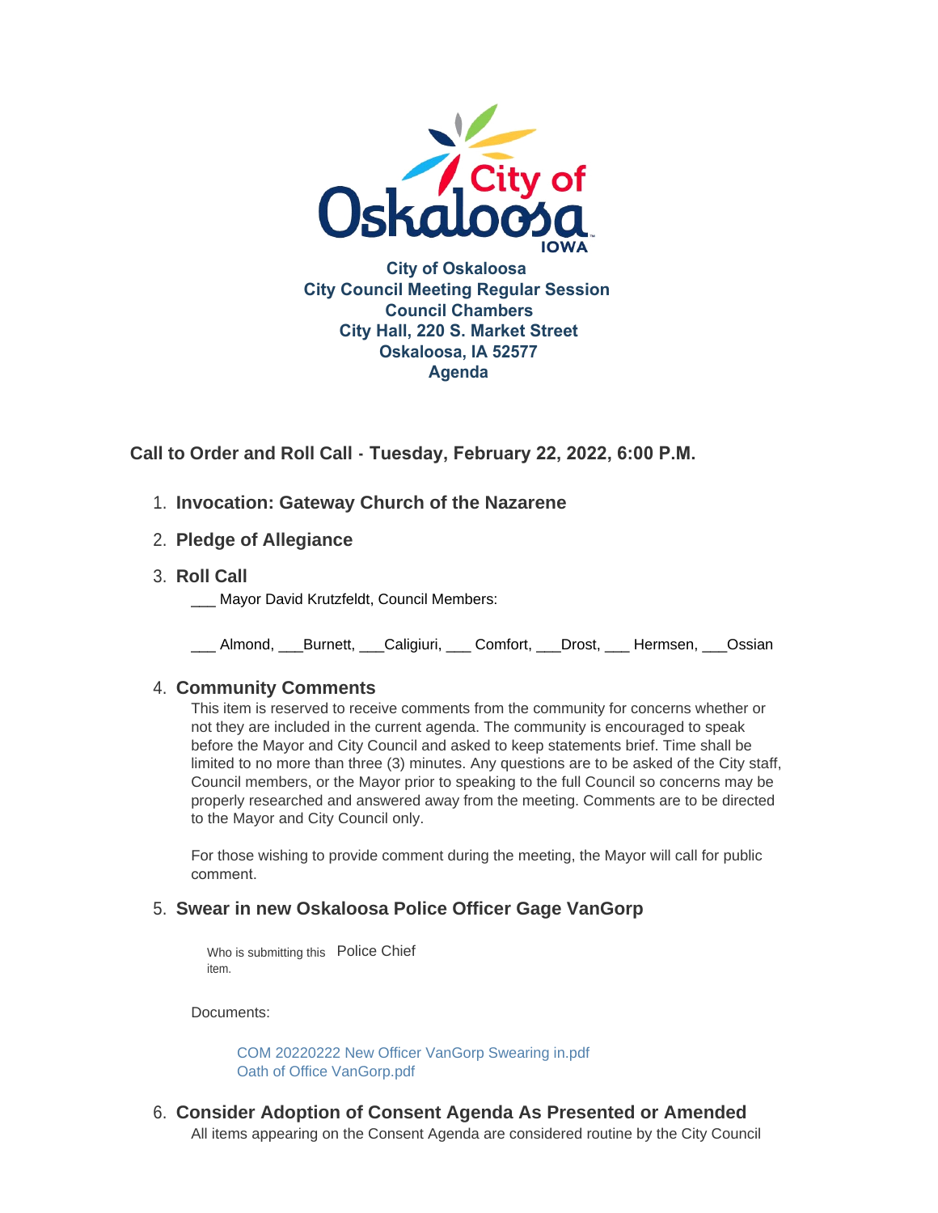City of Oskaloosa
City Council Meeting Regular Session
Council Chambers
City Hall, 220 S. Market Street
Oskaloosa, IA 52577
Agenda

### Call to Order and Roll Call - Tuesday, February 22, 2022, 6:00 P.M.

1. **Invocation: Gateway Church of the Nazarene**

2. **Pledge of Allegiance**

3. **Roll Call**

   ___ Mayor David Krutzfeldt, Council Members:

   ___ Almond, ___Burnett, ___Caligiuri, ___ Comfort, ___Drost, ___ Hermsen, ___Ossian

4. **Community Comments**

   This item is reserved to receive comments from the community for concerns whether or not they are included in the current agenda. The community is encouraged to speak before the Mayor and City Council and asked to keep statements brief. Time shall be limited to no more than three (3) minutes. Any questions are to be asked of the City staff, Council members, or the Mayor prior to speaking to the full Council so concerns may be properly researched and answered away from the meeting. Comments are to be directed to the Mayor and City Council only.

   For those wishing to provide comment during the meeting, the Mayor will call for public comment.

5. **Swear in new Oskaloosa Police Officer Gage VanGorp**

   Who is submitting this item. Police Chief

   Documents:

   COM 20220222 New Officer VanGorp Swearing in.pdf
   Oath of Office VanGorp.pdf

6. **Consider Adoption of Consent Agenda As Presented or Amended**

   All items appearing on the Consent Agenda are considered routine by the City Council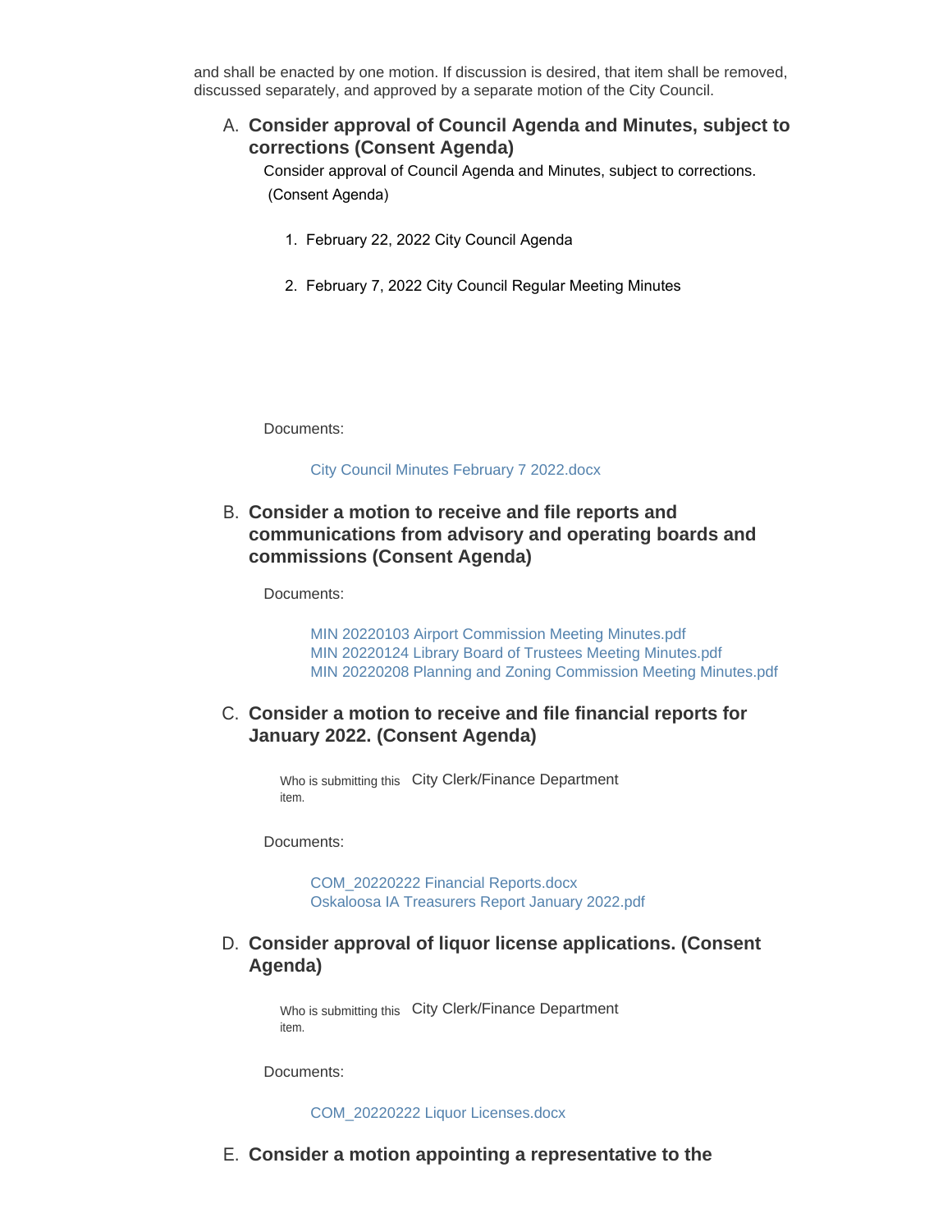and shall be enacted by one motion. If discussion is desired, that item shall be removed, discussed separately, and approved by a separate motion of the City Council.

A. **Consider approval of Council Agenda and Minutes, subject to corrections (Consent Agenda)**

Consider approval of Council Agenda and Minutes, subject to corrections. (Consent Agenda)

1. February 22, 2022 City Council Agenda
2. February 7, 2022 City Council Regular Meeting Minutes

Documents:

City Council Minutes February 7 2022.docx

B. **Consider a motion to receive and file reports and communications from advisory and operating boards and commissions (Consent Agenda)**

Documents:

MIN 20220103 Airport Commission Meeting Minutes.pdf
MIN 20220124 Library Board of Trustees Meeting Minutes.pdf
MIN 20220208 Planning and Zoning Commission Meeting Minutes.pdf

C. **Consider a motion to receive and file financial reports for January 2022. (Consent Agenda)**

Who is submitting this item. City Clerk/Finance Department

Documents:

COM_20220222 Financial Reports.docx
Oskaloosa IA Treasurers Report January 2022.pdf

D. **Consider approval of liquor license applications. (Consent Agenda)**

Who is submitting this item. City Clerk/Finance Department

Documents:

COM_20220222 Liquor Licenses.docx

E. **Consider a motion appointing a representative to the**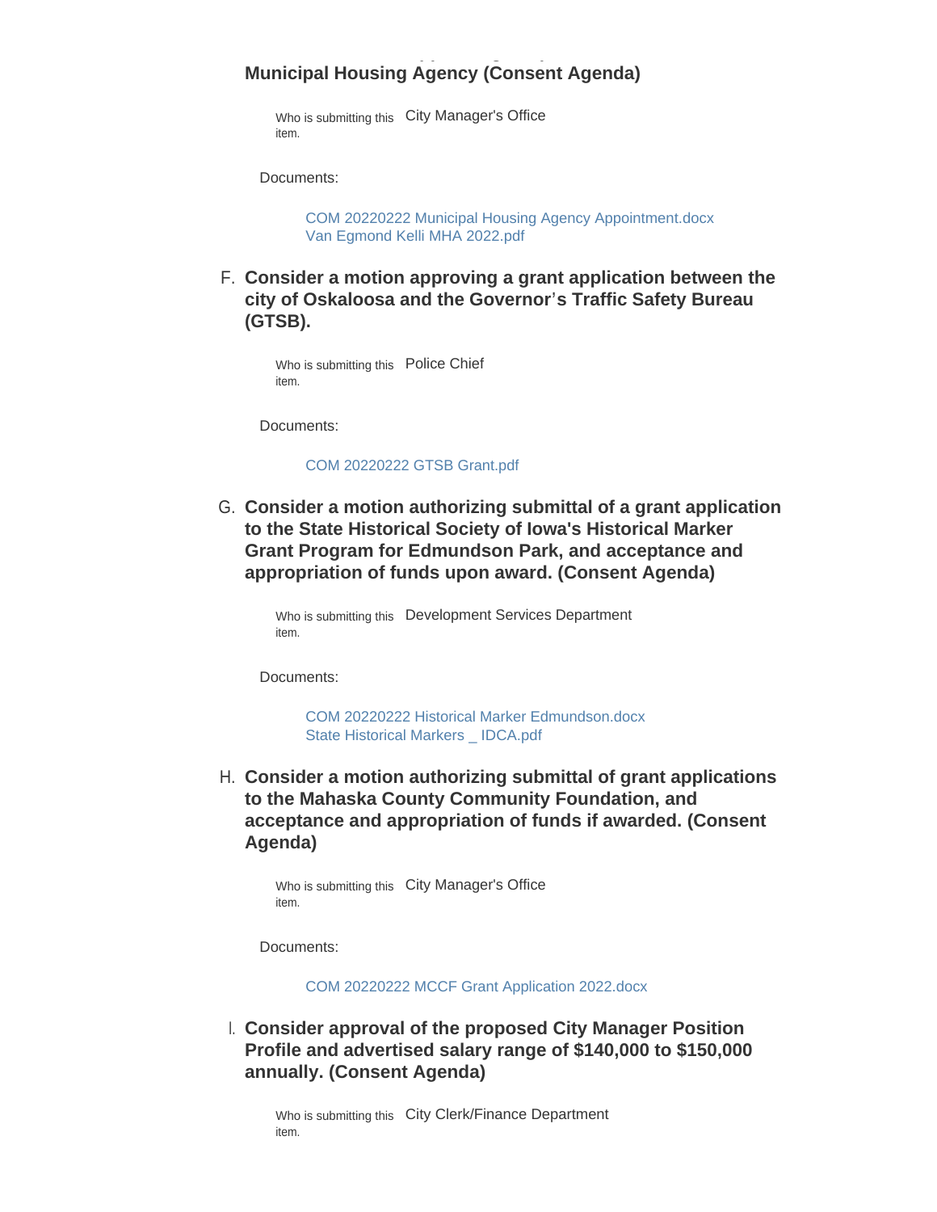**Municipal Housing Agency (Consent Agenda)**

Who is submitting this item. City Manager's Office

Documents:

COM 20220222 Municipal Housing Agency Appointment.docx
Van Egmond Kelli MHA 2022.pdf

F. **Consider a motion approving a grant application between the city of Oskaloosa and the Governor's Traffic Safety Bureau (GTSB).**

Who is submitting this item. Police Chief

Documents:

COM 20220222 GTSB Grant.pdf

G. **Consider a motion authorizing submittal of a grant application to the State Historical Society of Iowa's Historical Marker Grant Program for Edmundson Park, and acceptance and appropriation of funds upon award. (Consent Agenda)**

Who is submitting this item. Development Services Department

Documents:

COM 20220222 Historical Marker Edmundson.docx
State Historical Markers _ IDCA.pdf

H. **Consider a motion authorizing submittal of grant applications to the Mahaska County Community Foundation, and acceptance and appropriation of funds if awarded. (Consent Agenda)**

Who is submitting this item. City Manager's Office

Documents:

COM 20220222 MCCF Grant Application 2022.docx

I. **Consider approval of the proposed City Manager Position Profile and advertised salary range of $140,000 to $150,000 annually. (Consent Agenda)**

Who is submitting this item. City Clerk/Finance Department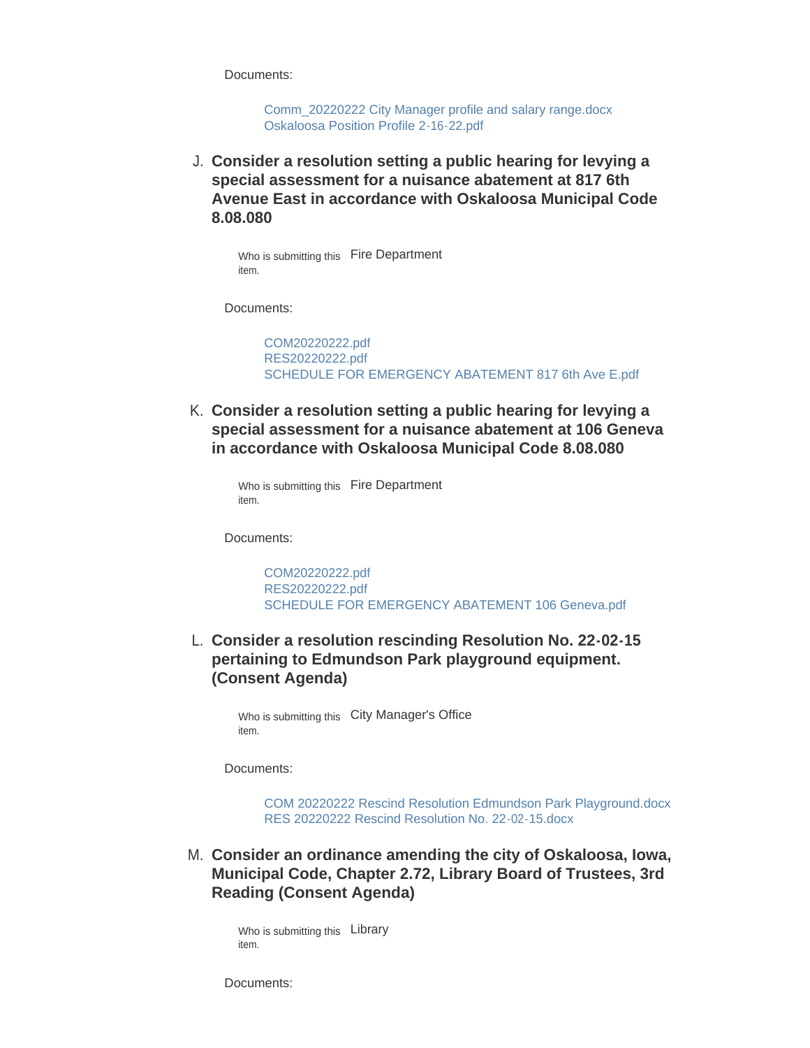Documents:

- Comm_20220222 City Manager profile and salary range.docx
- Oskaloosa Position Profile 2-16-22.pdf

J. **Consider a resolution setting a public hearing for levying a special assessment for a nuisance abatement at 817 6th Avenue East in accordance with Oskaloosa Municipal Code 8.08.080**

Who is submitting this item. Fire Department

Documents:

- COM20220222.pdf
- RES20220222.pdf
- SCHEDULE FOR EMERGENCY ABATEMENT 817 6th Ave E.pdf

K. **Consider a resolution setting a public hearing for levying a special assessment for a nuisance abatement at 106 Geneva in accordance with Oskaloosa Municipal Code 8.08.080**

Who is submitting this item. Fire Department

Documents:

- COM20220222.pdf
- RES20220222.pdf
- SCHEDULE FOR EMERGENCY ABATEMENT 106 Geneva.pdf

L. **Consider a resolution rescinding Resolution No. 22-02-15 pertaining to Edmundson Park playground equipment. (Consent Agenda)**

Who is submitting this item. City Manager's Office

Documents:

- COM 20220222 Rescind Resolution Edmundson Park Playground.docx
- RES 20220222 Rescind Resolution No. 22-02-15.docx

M. **Consider an ordinance amending the city of Oskaloosa, Iowa, Municipal Code, Chapter 2.72, Library Board of Trustees, 3rd Reading (Consent Agenda)**

Who is submitting this item. Library

Documents: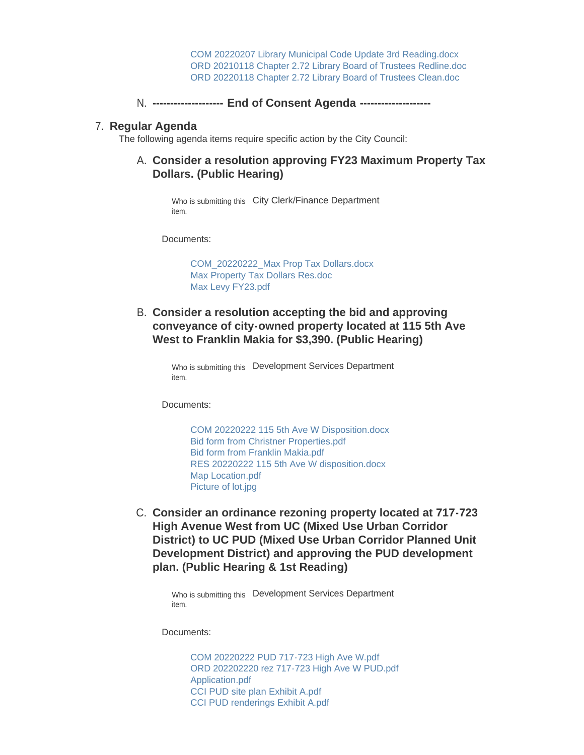COM 20220207 Library Municipal Code Update 3rd Reading.docx
ORD 20210118 Chapter 2.72 Library Board of Trustees Redline.doc
ORD 20220118 Chapter 2.72 Library Board of Trustees Clean.doc

N. **------------------- End of Consent Agenda -------------------**

## 7. Regular Agenda

The following agenda items require specific action by the City Council:

### A. Consider a resolution approving FY23 Maximum Property Tax Dollars. (Public Hearing)

Who is submitting this item. City Clerk/Finance Department

Documents:

COM_20220222_Max Prop Tax Dollars.docx
Max Property Tax Dollars Res.doc
Max Levy FY23.pdf

### B. Consider a resolution accepting the bid and approving conveyance of city-owned property located at 115 5th Ave West to Franklin Makia for $3,390. (Public Hearing)

Who is submitting this item. Development Services Department

Documents:

COM 20220222 115 5th Ave W Disposition.docx
Bid form from Christner Properties.pdf
Bid form from Franklin Makia.pdf
RES 20220222 115 5th Ave W disposition.docx
Map Location.pdf
Picture of lot.jpg

### C. Consider an ordinance rezoning property located at 717-723 High Avenue West from UC (Mixed Use Urban Corridor District) to UC PUD (Mixed Use Urban Corridor Planned Unit Development District) and approving the PUD development plan. (Public Hearing & 1st Reading)

Who is submitting this item. Development Services Department

Documents:

COM 20220222 PUD 717-723 High Ave W.pdf
ORD 202202220 rez 717-723 High Ave W PUD.pdf
Application.pdf
CCI PUD site plan Exhibit A.pdf
CCI PUD renderings Exhibit A.pdf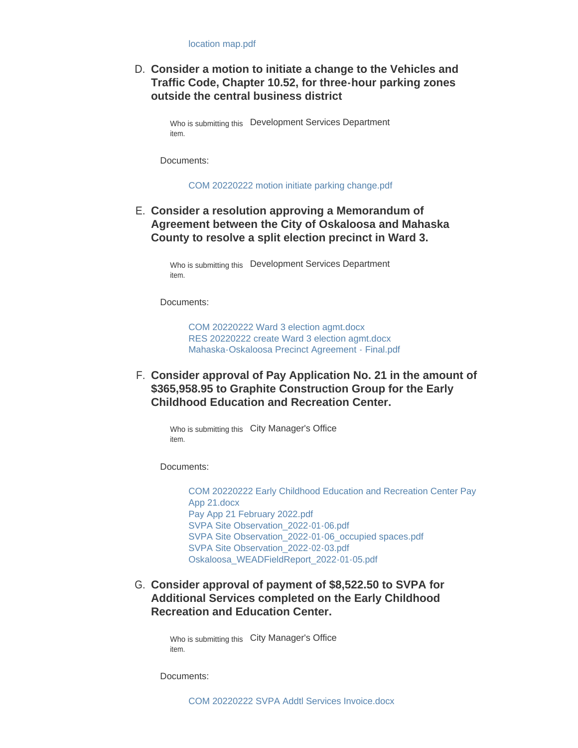location map.pdf

D. **Consider a motion to initiate a change to the Vehicles and Traffic Code, Chapter 10.52, for three-hour parking zones outside the central business district**

Who is submitting this item. Development Services Department

Documents:

COM 20220222 motion initiate parking change.pdf

E. **Consider a resolution approving a Memorandum of Agreement between the City of Oskaloosa and Mahaska County to resolve a split election precinct in Ward 3.**

Who is submitting this item. Development Services Department

Documents:

COM 20220222 Ward 3 election agmt.docx
RES 20220222 create Ward 3 election agmt.docx
Mahaska-Oskaloosa Precinct Agreement - Final.pdf

F. **Consider approval of Pay Application No. 21 in the amount of $365,958.95 to Graphite Construction Group for the Early Childhood Education and Recreation Center.**

Who is submitting this item. City Manager's Office

Documents:

COM 20220222 Early Childhood Education and Recreation Center Pay App 21.docx
Pay App 21 February 2022.pdf
SVPA Site Observation_2022-01-06.pdf
SVPA Site Observation_2022-01-06_occupied spaces.pdf
SVPA Site Observation_2022-02-03.pdf
Oskaloosa_WEADFieldReport_2022-01-05.pdf

G. **Consider approval of payment of $8,522.50 to SVPA for Additional Services completed on the Early Childhood Recreation and Education Center.**

Who is submitting this item. City Manager's Office

Documents:

COM 20220222 SVPA Addtl Services Invoice.docx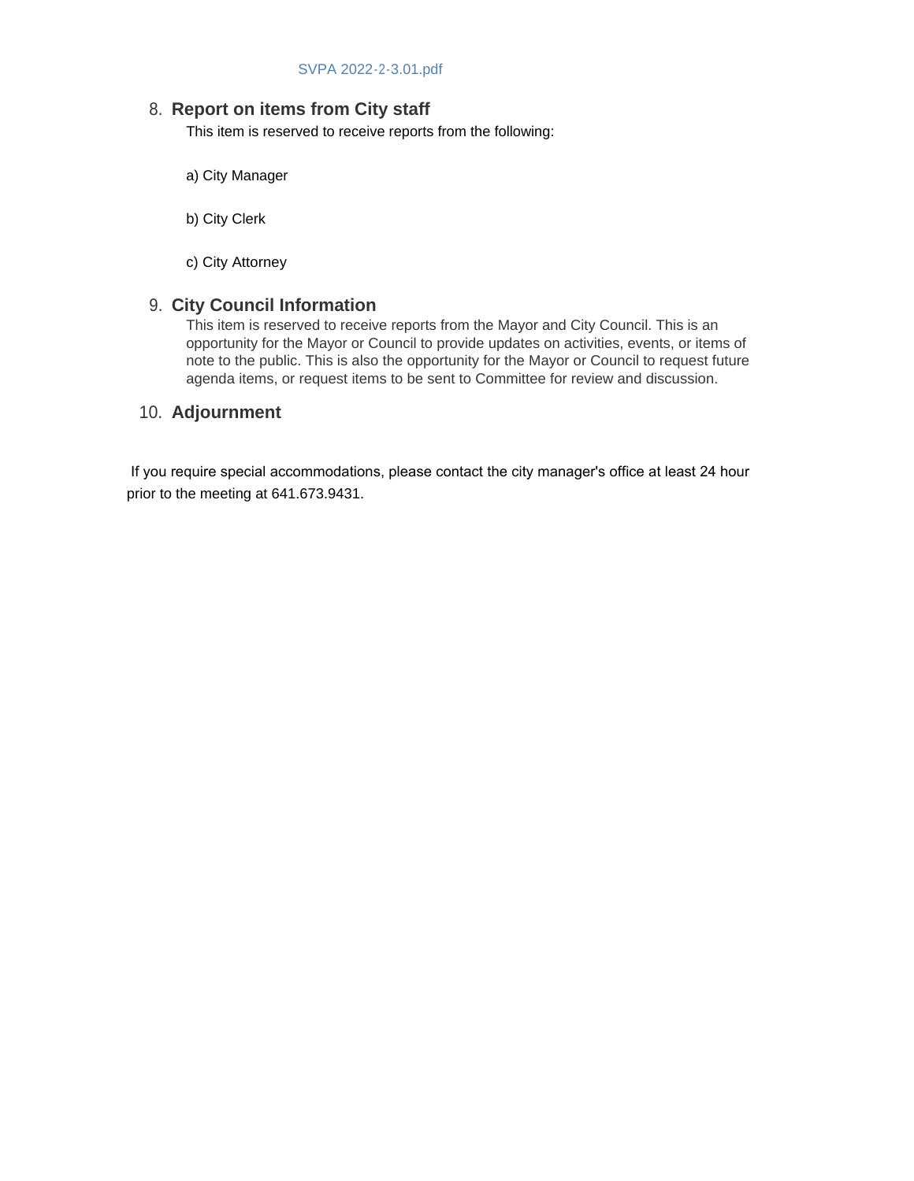SVPA 2022-2-3.01.pdf

8. **Report on items from City staff**

   This item is reserved to receive reports from the following:

   a) City Manager

   b) City Clerk

   c) City Attorney

9. **City Council Information**

   This item is reserved to receive reports from the Mayor and City Council. This is an opportunity for the Mayor or Council to provide updates on activities, events, or items of note to the public. This is also the opportunity for the Mayor or Council to request future agenda items, or request items to be sent to Committee for review and discussion.

10. **Adjournment**

If you require special accommodations, please contact the city manager's office at least 24 hour prior to the meeting at 641.673.9431.